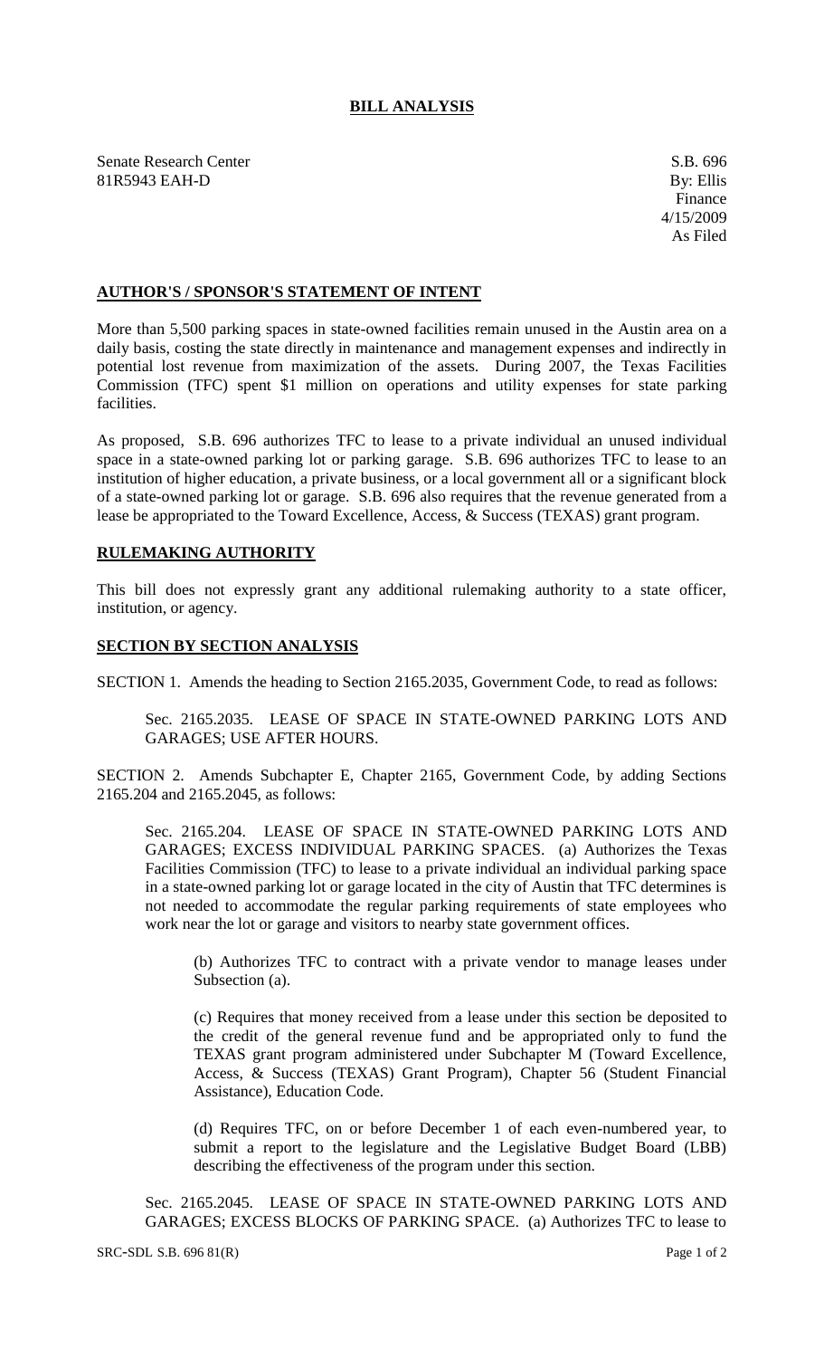# BILL ANALYSIS

Senate Research Center
81R5943 EAH-D

S.B. 696
By: Ellis
Finance
4/15/2009
As Filed

## AUTHOR'S / SPONSOR'S STATEMENT OF INTENT

More than 5,500 parking spaces in state-owned facilities remain unused in the Austin area on a daily basis, costing the state directly in maintenance and management expenses and indirectly in potential lost revenue from maximization of the assets. During 2007, the Texas Facilities Commission (TFC) spent $1 million on operations and utility expenses for state parking facilities.

As proposed, S.B. 696 authorizes TFC to lease to a private individual an unused individual space in a state-owned parking lot or parking garage. S.B. 696 authorizes TFC to lease to an institution of higher education, a private business, or a local government all or a significant block of a state-owned parking lot or garage. S.B. 696 also requires that the revenue generated from a lease be appropriated to the Toward Excellence, Access, & Success (TEXAS) grant program.

## RULEMAKING AUTHORITY

This bill does not expressly grant any additional rulemaking authority to a state officer, institution, or agency.

## SECTION BY SECTION ANALYSIS

SECTION 1. Amends the heading to Section 2165.2035, Government Code, to read as follows:

> Sec. 2165.2035. LEASE OF SPACE IN STATE-OWNED PARKING LOTS AND GARAGES; USE AFTER HOURS.

SECTION 2. Amends Subchapter E, Chapter 2165, Government Code, by adding Sections 2165.204 and 2165.2045, as follows:

> Sec. 2165.204. LEASE OF SPACE IN STATE-OWNED PARKING LOTS AND GARAGES; EXCESS INDIVIDUAL PARKING SPACES. (a) Authorizes the Texas Facilities Commission (TFC) to lease to a private individual an individual parking space in a state-owned parking lot or garage located in the city of Austin that TFC determines is not needed to accommodate the regular parking requirements of state employees who work near the lot or garage and visitors to nearby state government offices.
>
> > (b) Authorizes TFC to contract with a private vendor to manage leases under Subsection (a).
> >
> > (c) Requires that money received from a lease under this section be deposited to the credit of the general revenue fund and be appropriated only to fund the TEXAS grant program administered under Subchapter M (Toward Excellence, Access, & Success (TEXAS) Grant Program), Chapter 56 (Student Financial Assistance), Education Code.
> >
> > (d) Requires TFC, on or before December 1 of each even-numbered year, to submit a report to the legislature and the Legislative Budget Board (LBB) describing the effectiveness of the program under this section.
>
> Sec. 2165.2045. LEASE OF SPACE IN STATE-OWNED PARKING LOTS AND GARAGES; EXCESS BLOCKS OF PARKING SPACE. (a) Authorizes TFC to lease to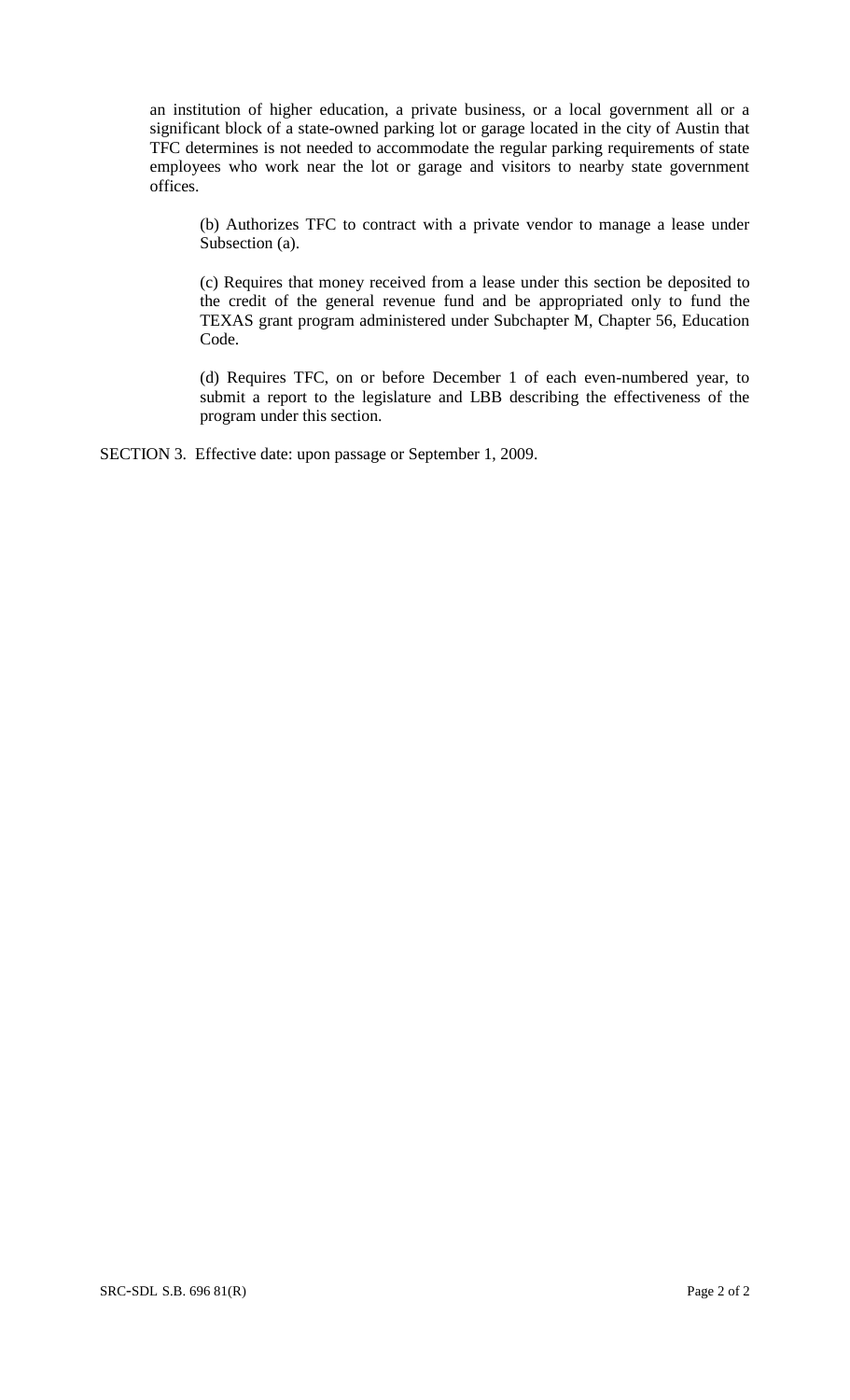an institution of higher education, a private business, or a local government all or a significant block of a state-owned parking lot or garage located in the city of Austin that TFC determines is not needed to accommodate the regular parking requirements of state employees who work near the lot or garage and visitors to nearby state government offices.

(b) Authorizes TFC to contract with a private vendor to manage a lease under Subsection (a).

(c) Requires that money received from a lease under this section be deposited to the credit of the general revenue fund and be appropriated only to fund the TEXAS grant program administered under Subchapter M, Chapter 56, Education Code.

(d) Requires TFC, on or before December 1 of each even-numbered year, to submit a report to the legislature and LBB describing the effectiveness of the program under this section.

SECTION 3. Effective date: upon passage or September 1, 2009.